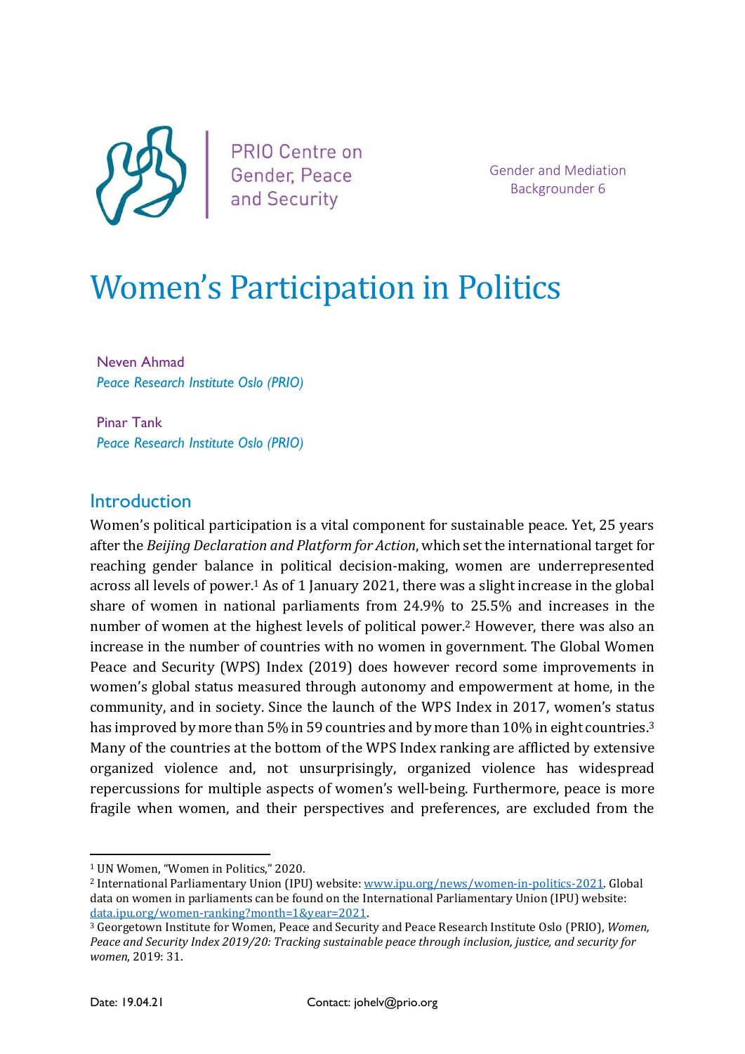PRIO Centre on Gender, Peace and Security

Gender and Mediation Backgrounder 6

# Women's Participation in Politics

Neven Ahmad
*Peace Research Institute Oslo (PRIO)*

Pinar Tank
*Peace Research Institute Oslo (PRIO)*

## Introduction

Women's political participation is a vital component for sustainable peace. Yet, 25 years after the *Beijing Declaration and Platform for Action*, which set the international target for reaching gender balance in political decision-making, women are underrepresented across all levels of power.[1] As of 1 January 2021, there was a slight increase in the global share of women in national parliaments from 24.9% to 25.5% and increases in the number of women at the highest levels of political power.[2] However, there was also an increase in the number of countries with no women in government. The Global Women Peace and Security (WPS) Index (2019) does however record some improvements in women's global status measured through autonomy and empowerment at home, in the community, and in society. Since the launch of the WPS Index in 2017, women's status has improved by more than 5% in 59 countries and by more than 10% in eight countries.[3] Many of the countries at the bottom of the WPS Index ranking are afflicted by extensive organized violence and, not unsurprisingly, organized violence has widespread repercussions for multiple aspects of women's well-being. Furthermore, peace is more fragile when women, and their perspectives and preferences, are excluded from the

---

[1] UN Women, "Women in Politics," 2020.

[2] International Parliamentary Union (IPU) website: www.ipu.org/news/women-in-politics-2021. Global data on women in parliaments can be found on the International Parliamentary Union (IPU) website: data.ipu.org/women-ranking?month=1&year=2021.

[3] Georgetown Institute for Women, Peace and Security and Peace Research Institute Oslo (PRIO), *Women, Peace and Security Index 2019/20: Tracking sustainable peace through inclusion, justice, and security for women*, 2019: 31.

Date: 19.04.21 Contact: johelv@prio.org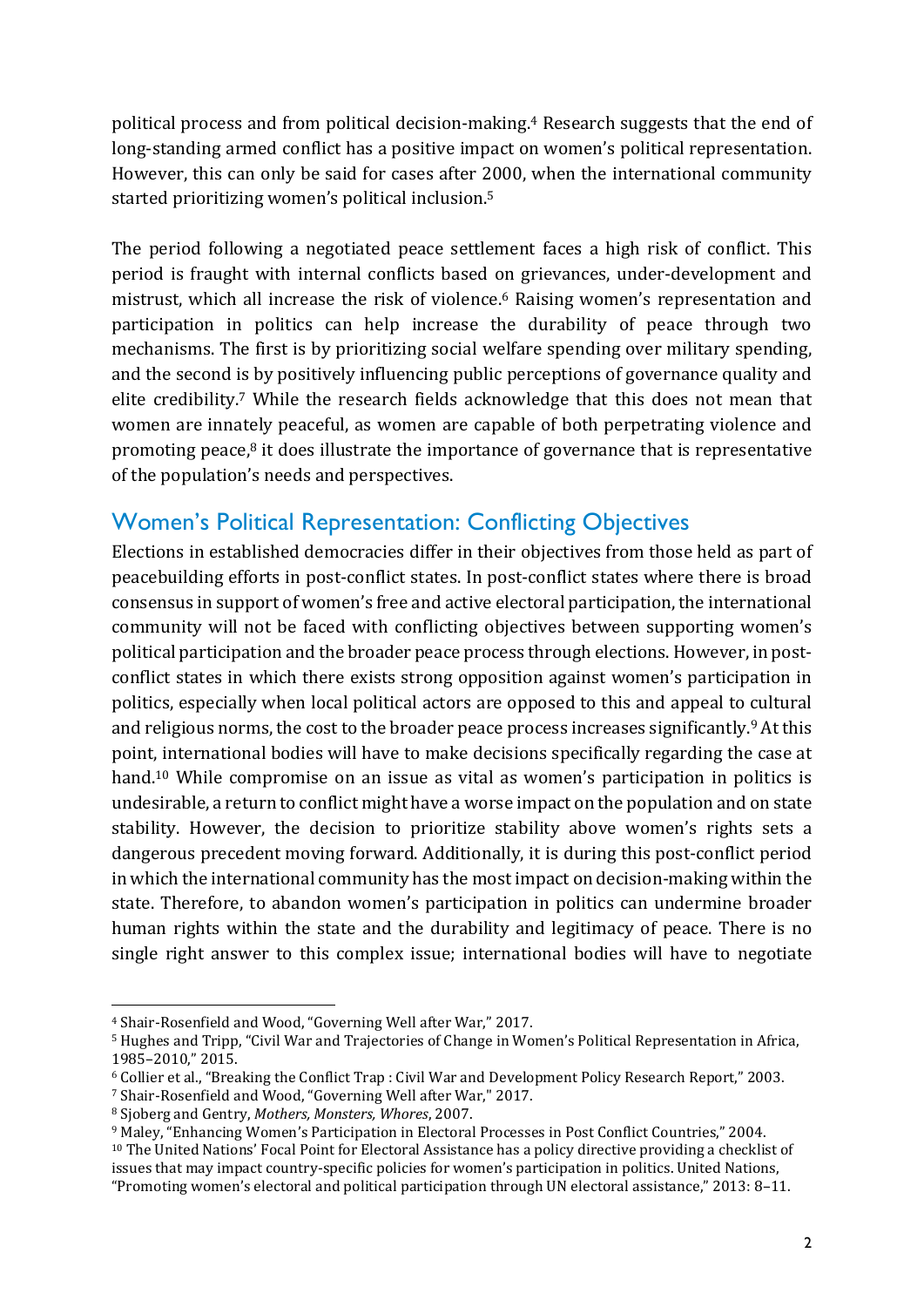political process and from political decision-making.[4] Research suggests that the end of long-standing armed conflict has a positive impact on women's political representation. However, this can only be said for cases after 2000, when the international community started prioritizing women's political inclusion.[5]

The period following a negotiated peace settlement faces a high risk of conflict. This period is fraught with internal conflicts based on grievances, under-development and mistrust, which all increase the risk of violence.[6] Raising women's representation and participation in politics can help increase the durability of peace through two mechanisms. The first is by prioritizing social welfare spending over military spending, and the second is by positively influencing public perceptions of governance quality and elite credibility.[7] While the research fields acknowledge that this does not mean that women are innately peaceful, as women are capable of both perpetrating violence and promoting peace,[8] it does illustrate the importance of governance that is representative of the population's needs and perspectives.

## Women's Political Representation: Conflicting Objectives

Elections in established democracies differ in their objectives from those held as part of peacebuilding efforts in post-conflict states. In post-conflict states where there is broad consensus in support of women's free and active electoral participation, the international community will not be faced with conflicting objectives between supporting women's political participation and the broader peace process through elections. However, in post-conflict states in which there exists strong opposition against women's participation in politics, especially when local political actors are opposed to this and appeal to cultural and religious norms, the cost to the broader peace process increases significantly.[9] At this point, international bodies will have to make decisions specifically regarding the case at hand.[10] While compromise on an issue as vital as women's participation in politics is undesirable, a return to conflict might have a worse impact on the population and on state stability. However, the decision to prioritize stability above women's rights sets a dangerous precedent moving forward. Additionally, it is during this post-conflict period in which the international community has the most impact on decision-making within the state. Therefore, to abandon women's participation in politics can undermine broader human rights within the state and the durability and legitimacy of peace. There is no single right answer to this complex issue; international bodies will have to negotiate

---

[4] Shair-Rosenfield and Wood, "Governing Well after War," 2017.

[5] Hughes and Tripp, "Civil War and Trajectories of Change in Women's Political Representation in Africa, 1985–2010," 2015.

[6] Collier et al., "Breaking the Conflict Trap : Civil War and Development Policy Research Report," 2003.

[7] Shair-Rosenfield and Wood, "Governing Well after War," 2017.

[8] Sjoberg and Gentry, *Mothers, Monsters, Whores*, 2007.

[9] Maley, "Enhancing Women's Participation in Electoral Processes in Post Conflict Countries," 2004.

[10] The United Nations' Focal Point for Electoral Assistance has a policy directive providing a checklist of issues that may impact country-specific policies for women's participation in politics. United Nations, "Promoting women's electoral and political participation through UN electoral assistance," 2013: 8–11.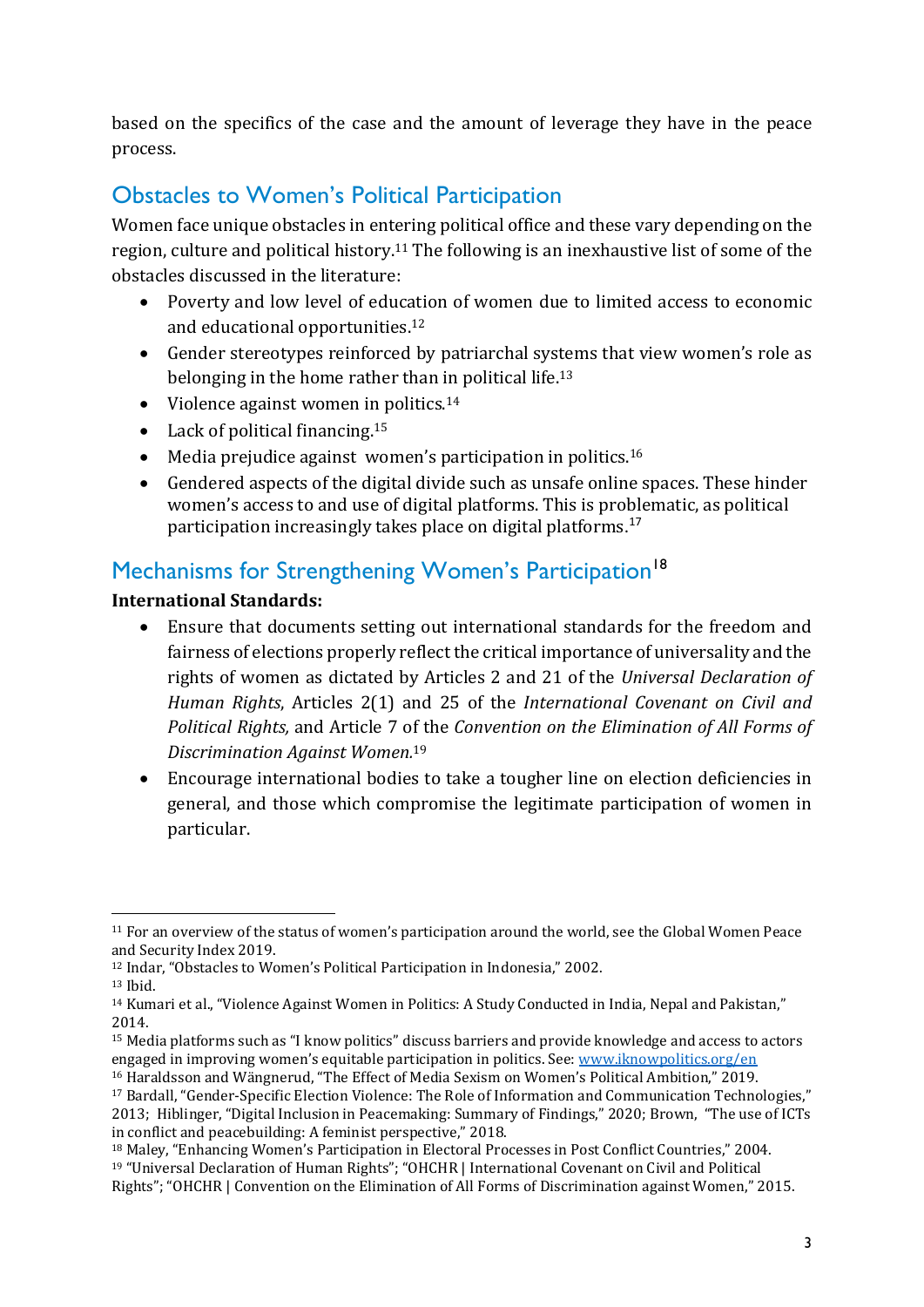based on the specifics of the case and the amount of leverage they have in the peace process.

## Obstacles to Women's Political Participation

Women face unique obstacles in entering political office and these vary depending on the region, culture and political history.[11] The following is an inexhaustive list of some of the obstacles discussed in the literature:

- Poverty and low level of education of women due to limited access to economic and educational opportunities.[12]
- Gender stereotypes reinforced by patriarchal systems that view women's role as belonging in the home rather than in political life.[13]
- Violence against women in politics.[14]
- Lack of political financing.[15]
- Media prejudice against women's participation in politics.[16]
- Gendered aspects of the digital divide such as unsafe online spaces. These hinder women's access to and use of digital platforms. This is problematic, as political participation increasingly takes place on digital platforms.[17]

## Mechanisms for Strengthening Women's Participation[18]

**International Standards:**

- Ensure that documents setting out international standards for the freedom and fairness of elections properly reflect the critical importance of universality and the rights of women as dictated by Articles 2 and 21 of the *Universal Declaration of Human Rights*, Articles 2(1) and 25 of the *International Covenant on Civil and Political Rights,* and Article 7 of the *Convention on the Elimination of All Forms of Discrimination Against Women.*[19]
- Encourage international bodies to take a tougher line on election deficiencies in general, and those which compromise the legitimate participation of women in particular.

---

[11] For an overview of the status of women's participation around the world, see the Global Women Peace and Security Index 2019.

[12] Indar, "Obstacles to Women's Political Participation in Indonesia," 2002.

[13] Ibid.

[14] Kumari et al., "Violence Against Women in Politics: A Study Conducted in India, Nepal and Pakistan," 2014.

[15] Media platforms such as "I know politics" discuss barriers and provide knowledge and access to actors engaged in improving women's equitable participation in politics. See: [www.iknowpolitics.org/en](www.iknowpolitics.org/en)

[16] Haraldsson and Wängnerud, "The Effect of Media Sexism on Women's Political Ambition," 2019.

[17] Bardall, "Gender-Specific Election Violence: The Role of Information and Communication Technologies," 2013; Hiblinger, "Digital Inclusion in Peacemaking: Summary of Findings," 2020; Brown, "The use of ICTs in conflict and peacebuilding: A feminist perspective," 2018.

[18] Maley, "Enhancing Women's Participation in Electoral Processes in Post Conflict Countries," 2004.

[19] "Universal Declaration of Human Rights"; "OHCHR | International Covenant on Civil and Political Rights"; "OHCHR | Convention on the Elimination of All Forms of Discrimination against Women," 2015.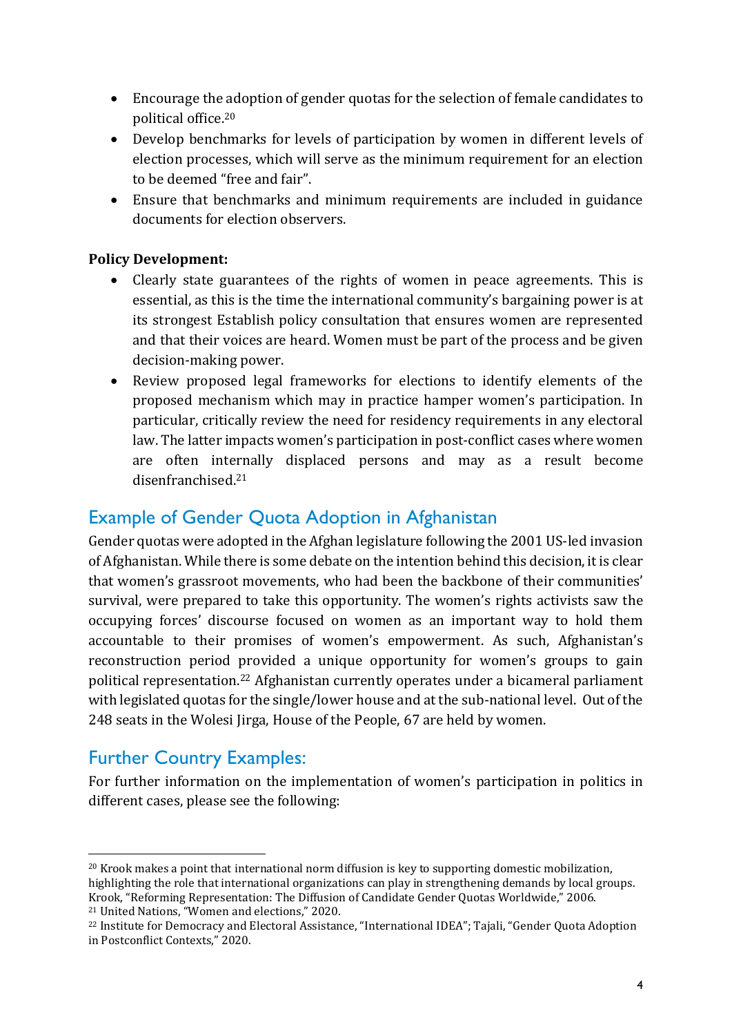- Encourage the adoption of gender quotas for the selection of female candidates to political office.[20]
- Develop benchmarks for levels of participation by women in different levels of election processes, which will serve as the minimum requirement for an election to be deemed "free and fair".
- Ensure that benchmarks and minimum requirements are included in guidance documents for election observers.

**Policy Development:**

- Clearly state guarantees of the rights of women in peace agreements. This is essential, as this is the time the international community's bargaining power is at its strongest Establish policy consultation that ensures women are represented and that their voices are heard. Women must be part of the process and be given decision-making power.
- Review proposed legal frameworks for elections to identify elements of the proposed mechanism which may in practice hamper women's participation. In particular, critically review the need for residency requirements in any electoral law. The latter impacts women's participation in post-conflict cases where women are often internally displaced persons and may as a result become disenfranchised.[21]

## Example of Gender Quota Adoption in Afghanistan

Gender quotas were adopted in the Afghan legislature following the 2001 US-led invasion of Afghanistan. While there is some debate on the intention behind this decision, it is clear that women's grassroot movements, who had been the backbone of their communities' survival, were prepared to take this opportunity. The women's rights activists saw the occupying forces' discourse focused on women as an important way to hold them accountable to their promises of women's empowerment. As such, Afghanistan's reconstruction period provided a unique opportunity for women's groups to gain political representation.[22] Afghanistan currently operates under a bicameral parliament with legislated quotas for the single/lower house and at the sub-national level. Out of the 248 seats in the Wolesi Jirga, House of the People, 67 are held by women.

## Further Country Examples:

For further information on the implementation of women's participation in politics in different cases, please see the following:

---

[20] Krook makes a point that international norm diffusion is key to supporting domestic mobilization, highlighting the role that international organizations can play in strengthening demands by local groups. Krook, "Reforming Representation: The Diffusion of Candidate Gender Quotas Worldwide," 2006.

[21] United Nations, "Women and elections," 2020.

[22] Institute for Democracy and Electoral Assistance, "International IDEA"; Tajali, "Gender Quota Adoption in Postconflict Contexts," 2020.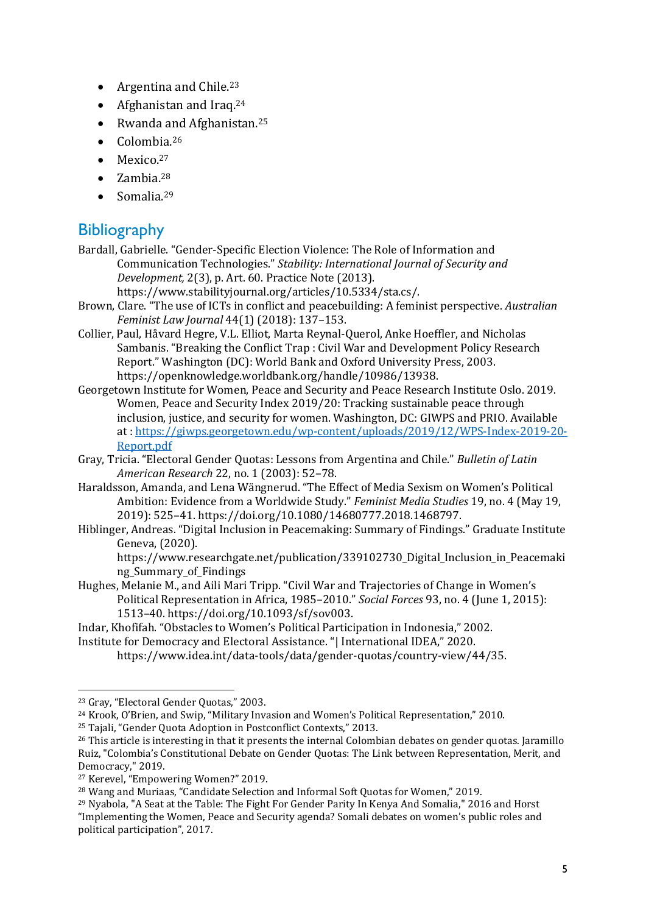- Argentina and Chile.[23]
- Afghanistan and Iraq.[24]
- Rwanda and Afghanistan.[25]
- Colombia.[26]
- Mexico.[27]
- Zambia.[28]
- Somalia.[29]

## Bibliography

Bardall, Gabrielle. "Gender-Specific Election Violence: The Role of Information and Communication Technologies." *Stability: International Journal of Security and Development,* 2(3), p. Art. 60. Practice Note (2013). https://www.stabilityjournal.org/articles/10.5334/sta.cs/.

Brown, Clare. "The use of ICTs in conflict and peacebuilding: A feminist perspective. *Australian Feminist Law Journal* 44(1) (2018): 137–153.

Collier, Paul, Håvard Hegre, V.L. Elliot, Marta Reynal-Querol, Anke Hoeffler, and Nicholas Sambanis. "Breaking the Conflict Trap : Civil War and Development Policy Research Report." Washington (DC): World Bank and Oxford University Press, 2003. https://openknowledge.worldbank.org/handle/10986/13938.

Georgetown Institute for Women, Peace and Security and Peace Research Institute Oslo. 2019. Women, Peace and Security Index 2019/20: Tracking sustainable peace through inclusion, justice, and security for women. Washington, DC: GIWPS and PRIO. Available at : [https://giwps.georgetown.edu/wp-content/uploads/2019/12/WPS-Index-2019-20-Report.pdf](https://giwps.georgetown.edu/wp-content/uploads/2019/12/WPS-Index-2019-20-Report.pdf)

Gray, Tricia. "Electoral Gender Quotas: Lessons from Argentina and Chile." *Bulletin of Latin American Research* 22, no. 1 (2003): 52–78.

Haraldsson, Amanda, and Lena Wängnerud. "The Effect of Media Sexism on Women's Political Ambition: Evidence from a Worldwide Study." *Feminist Media Studies* 19, no. 4 (May 19, 2019): 525–41. https://doi.org/10.1080/14680777.2018.1468797.

Hiblinger, Andreas. "Digital Inclusion in Peacemaking: Summary of Findings." Graduate Institute Geneva, (2020). https://www.researchgate.net/publication/339102730_Digital_Inclusion_in_Peacemaking_Summary_of_Findings

Hughes, Melanie M., and Aili Mari Tripp. "Civil War and Trajectories of Change in Women's Political Representation in Africa, 1985–2010." *Social Forces* 93, no. 4 (June 1, 2015): 1513–40. https://doi.org/10.1093/sf/sov003.

Indar, Khofifah. "Obstacles to Women's Political Participation in Indonesia," 2002.

Institute for Democracy and Electoral Assistance. "| International IDEA," 2020. https://www.idea.int/data-tools/data/gender-quotas/country-view/44/35.

---

[23] Gray, "Electoral Gender Quotas," 2003.

[24] Krook, O'Brien, and Swip, "Military Invasion and Women's Political Representation," 2010.

[25] Tajali, "Gender Quota Adoption in Postconflict Contexts," 2013.

[26] This article is interesting in that it presents the internal Colombian debates on gender quotas. Jaramillo Ruiz, "Colombia's Constitutional Debate on Gender Quotas: The Link between Representation, Merit, and Democracy," 2019.

[27] Kerevel, "Empowering Women?" 2019.

[28] Wang and Muriaas, "Candidate Selection and Informal Soft Quotas for Women," 2019.

[29] Nyabola, "A Seat at the Table: The Fight For Gender Parity In Kenya And Somalia," 2016 and Horst "Implementing the Women, Peace and Security agenda? Somali debates on women's public roles and political participation", 2017.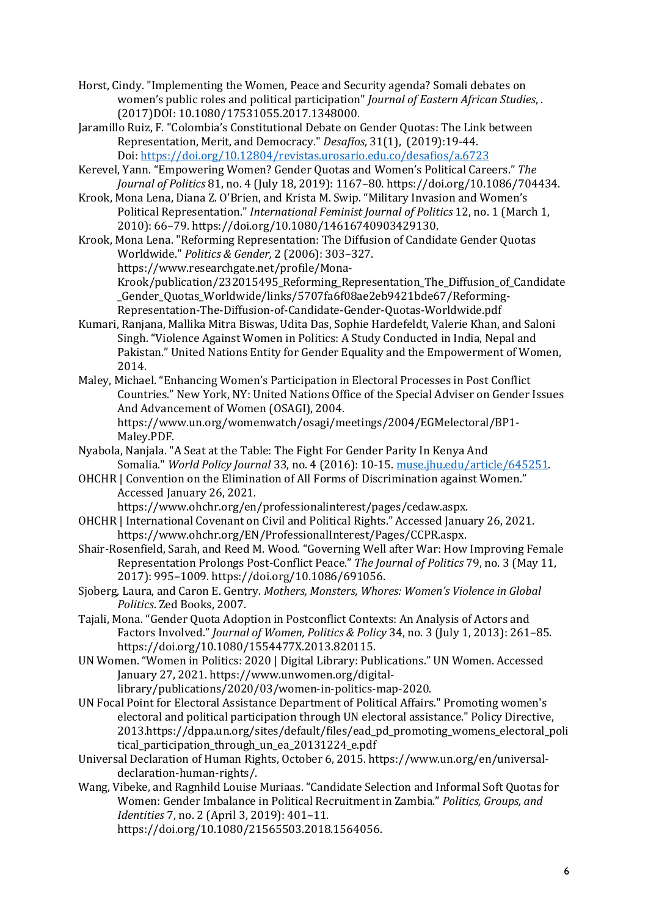Horst, Cindy. "Implementing the Women, Peace and Security agenda? Somali debates on women's public roles and political participation" *Journal of Eastern African Studies*, . (2017)DOI: 10.1080/17531055.2017.1348000.

Jaramillo Ruiz, F. "Colombia's Constitutional Debate on Gender Quotas: The Link between Representation, Merit, and Democracy." *Desafíos*, 31(1), (2019):19-44. Doi: https://doi.org/10.12804/revistas.urosario.edu.co/desafios/a.6723

Kerevel, Yann. "Empowering Women? Gender Quotas and Women's Political Careers." *The Journal of Politics* 81, no. 4 (July 18, 2019): 1167–80. https://doi.org/10.1086/704434.

Krook, Mona Lena, Diana Z. O'Brien, and Krista M. Swip. "Military Invasion and Women's Political Representation." *International Feminist Journal of Politics* 12, no. 1 (March 1, 2010): 66–79. https://doi.org/10.1080/14616740903429130.

Krook, Mona Lena. "Reforming Representation: The Diffusion of Candidate Gender Quotas Worldwide." *Politics & Gender,* 2 (2006): 303–327. https://www.researchgate.net/profile/Mona-Krook/publication/232015495_Reforming_Representation_The_Diffusion_of_Candidate_Gender_Quotas_Worldwide/links/5707fa6f08ae2eb9421bde67/Reforming-Representation-The-Diffusion-of-Candidate-Gender-Quotas-Worldwide.pdf

Kumari, Ranjana, Mallika Mitra Biswas, Udita Das, Sophie Hardefeldt, Valerie Khan, and Saloni Singh. "Violence Against Women in Politics: A Study Conducted in India, Nepal and Pakistan." United Nations Entity for Gender Equality and the Empowerment of Women, 2014.

Maley, Michael. "Enhancing Women's Participation in Electoral Processes in Post Conflict Countries." New York, NY: United Nations Office of the Special Adviser on Gender Issues And Advancement of Women (OSAGI), 2004. https://www.un.org/womenwatch/osagi/meetings/2004/EGMelectoral/BP1-Maley.PDF.

Nyabola, Nanjala. "A Seat at the Table: The Fight For Gender Parity In Kenya And Somalia." *World Policy Journal* 33, no. 4 (2016): 10-15. muse.jhu.edu/article/645251.

OHCHR | Convention on the Elimination of All Forms of Discrimination against Women." Accessed January 26, 2021. https://www.ohchr.org/en/professionalinterest/pages/cedaw.aspx.

OHCHR | International Covenant on Civil and Political Rights." Accessed January 26, 2021. https://www.ohchr.org/EN/ProfessionalInterest/Pages/CCPR.aspx.

Shair-Rosenfield, Sarah, and Reed M. Wood. "Governing Well after War: How Improving Female Representation Prolongs Post-Conflict Peace." *The Journal of Politics* 79, no. 3 (May 11, 2017): 995–1009. https://doi.org/10.1086/691056.

Sjoberg, Laura, and Caron E. Gentry. *Mothers, Monsters, Whores: Women's Violence in Global Politics*. Zed Books, 2007.

Tajali, Mona. "Gender Quota Adoption in Postconflict Contexts: An Analysis of Actors and Factors Involved." *Journal of Women, Politics & Policy* 34, no. 3 (July 1, 2013): 261–85. https://doi.org/10.1080/1554477X.2013.820115.

UN Women. "Women in Politics: 2020 | Digital Library: Publications." UN Women. Accessed January 27, 2021. https://www.unwomen.org/digital-library/publications/2020/03/women-in-politics-map-2020.

UN Focal Point for Electoral Assistance Department of Political Affairs." Promoting women's electoral and political participation through UN electoral assistance." Policy Directive, 2013.https://dppa.un.org/sites/default/files/ead_pd_promoting_womens_electoral_political_participation_through_un_ea_20131224_e.pdf

Universal Declaration of Human Rights, October 6, 2015. https://www.un.org/en/universal-declaration-human-rights/.

Wang, Vibeke, and Ragnhild Louise Muriaas. "Candidate Selection and Informal Soft Quotas for Women: Gender Imbalance in Political Recruitment in Zambia." *Politics, Groups, and Identities* 7, no. 2 (April 3, 2019): 401–11. https://doi.org/10.1080/21565503.2018.1564056.